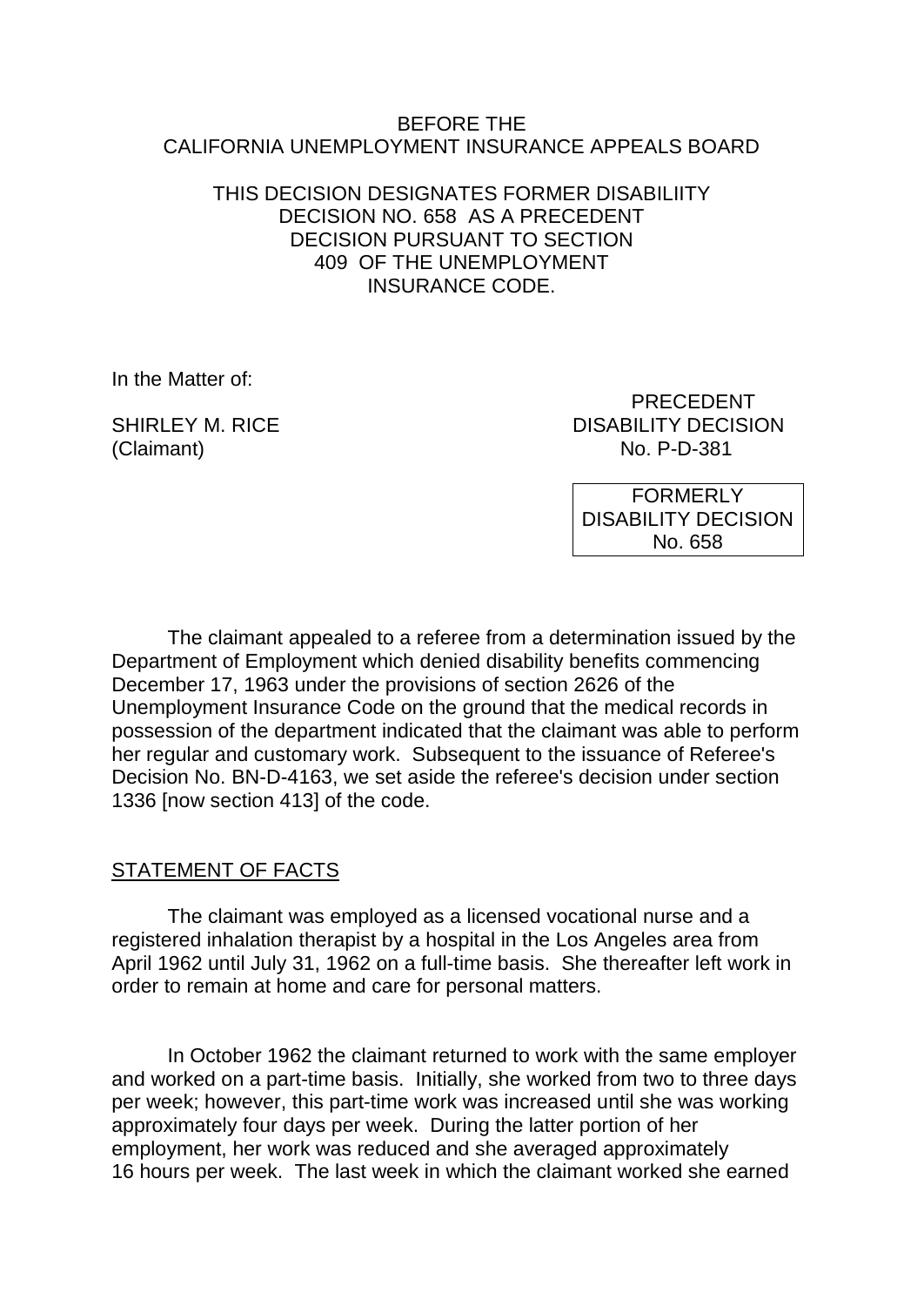BEFORE THE
CALIFORNIA UNEMPLOYMENT INSURANCE APPEALS BOARD

THIS DECISION DESIGNATES FORMER DISABILIITY DECISION NO. 658 AS A PRECEDENT DECISION PURSUANT TO SECTION 409 OF THE UNEMPLOYMENT INSURANCE CODE.

In the Matter of:

SHIRLEY M. RICE
(Claimant)

PRECEDENT
DISABILITY DECISION
No. P-D-381

FORMERLY
DISABILITY DECISION
No. 658

The claimant appealed to a referee from a determination issued by the Department of Employment which denied disability benefits commencing December 17, 1963 under the provisions of section 2626 of the Unemployment Insurance Code on the ground that the medical records in possession of the department indicated that the claimant was able to perform her regular and customary work. Subsequent to the issuance of Referee's Decision No. BN-D-4163, we set aside the referee's decision under section 1336 [now section 413] of the code.

## STATEMENT OF FACTS

The claimant was employed as a licensed vocational nurse and a registered inhalation therapist by a hospital in the Los Angeles area from April 1962 until July 31, 1962 on a full-time basis. She thereafter left work in order to remain at home and care for personal matters.

In October 1962 the claimant returned to work with the same employer and worked on a part-time basis. Initially, she worked from two to three days per week; however, this part-time work was increased until she was working approximately four days per week. During the latter portion of her employment, her work was reduced and she averaged approximately 16 hours per week. The last week in which the claimant worked she earned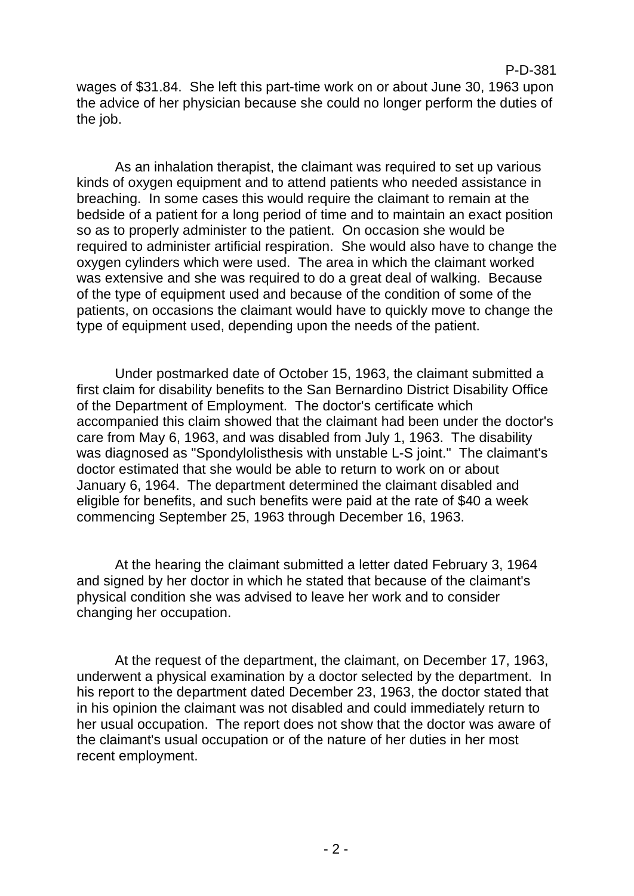wages of $31.84. She left this part-time work on or about June 30, 1963 upon the advice of her physician because she could no longer perform the duties of the job.

As an inhalation therapist, the claimant was required to set up various kinds of oxygen equipment and to attend patients who needed assistance in breaching. In some cases this would require the claimant to remain at the bedside of a patient for a long period of time and to maintain an exact position so as to properly administer to the patient. On occasion she would be required to administer artificial respiration. She would also have to change the oxygen cylinders which were used. The area in which the claimant worked was extensive and she was required to do a great deal of walking. Because of the type of equipment used and because of the condition of some of the patients, on occasions the claimant would have to quickly move to change the type of equipment used, depending upon the needs of the patient.

Under postmarked date of October 15, 1963, the claimant submitted a first claim for disability benefits to the San Bernardino District Disability Office of the Department of Employment. The doctor's certificate which accompanied this claim showed that the claimant had been under the doctor's care from May 6, 1963, and was disabled from July 1, 1963. The disability was diagnosed as "Spondylolisthesis with unstable L-S joint." The claimant's doctor estimated that she would be able to return to work on or about January 6, 1964. The department determined the claimant disabled and eligible for benefits, and such benefits were paid at the rate of $40 a week commencing September 25, 1963 through December 16, 1963.

At the hearing the claimant submitted a letter dated February 3, 1964 and signed by her doctor in which he stated that because of the claimant's physical condition she was advised to leave her work and to consider changing her occupation.

At the request of the department, the claimant, on December 17, 1963, underwent a physical examination by a doctor selected by the department. In his report to the department dated December 23, 1963, the doctor stated that in his opinion the claimant was not disabled and could immediately return to her usual occupation. The report does not show that the doctor was aware of the claimant's usual occupation or of the nature of her duties in her most recent employment.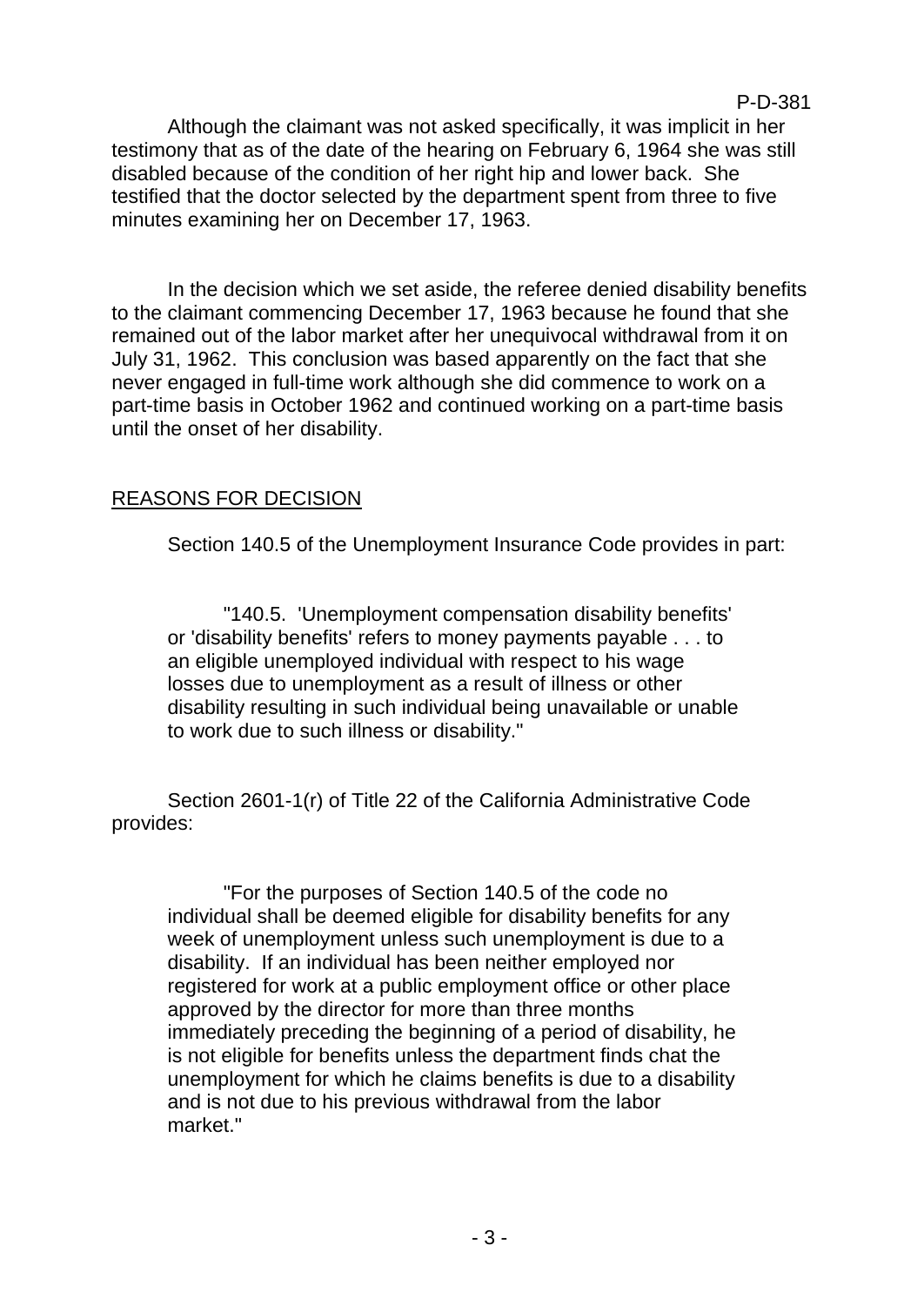Although the claimant was not asked specifically, it was implicit in her testimony that as of the date of the hearing on February 6, 1964 she was still disabled because of the condition of her right hip and lower back. She testified that the doctor selected by the department spent from three to five minutes examining her on December 17, 1963.

In the decision which we set aside, the referee denied disability benefits to the claimant commencing December 17, 1963 because he found that she remained out of the labor market after her unequivocal withdrawal from it on July 31, 1962. This conclusion was based apparently on the fact that she never engaged in full-time work although she did commence to work on a part-time basis in October 1962 and continued working on a part-time basis until the onset of her disability.

## REASONS FOR DECISION

Section 140.5 of the Unemployment Insurance Code provides in part:

> "140.5. 'Unemployment compensation disability benefits' or 'disability benefits' refers to money payments payable . . . to an eligible unemployed individual with respect to his wage losses due to unemployment as a result of illness or other disability resulting in such individual being unavailable or unable to work due to such illness or disability."

Section 2601-1(r) of Title 22 of the California Administrative Code provides:

> "For the purposes of Section 140.5 of the code no individual shall be deemed eligible for disability benefits for any week of unemployment unless such unemployment is due to a disability. If an individual has been neither employed nor registered for work at a public employment office or other place approved by the director for more than three months immediately preceding the beginning of a period of disability, he is not eligible for benefits unless the department finds chat the unemployment for which he claims benefits is due to a disability and is not due to his previous withdrawal from the labor market."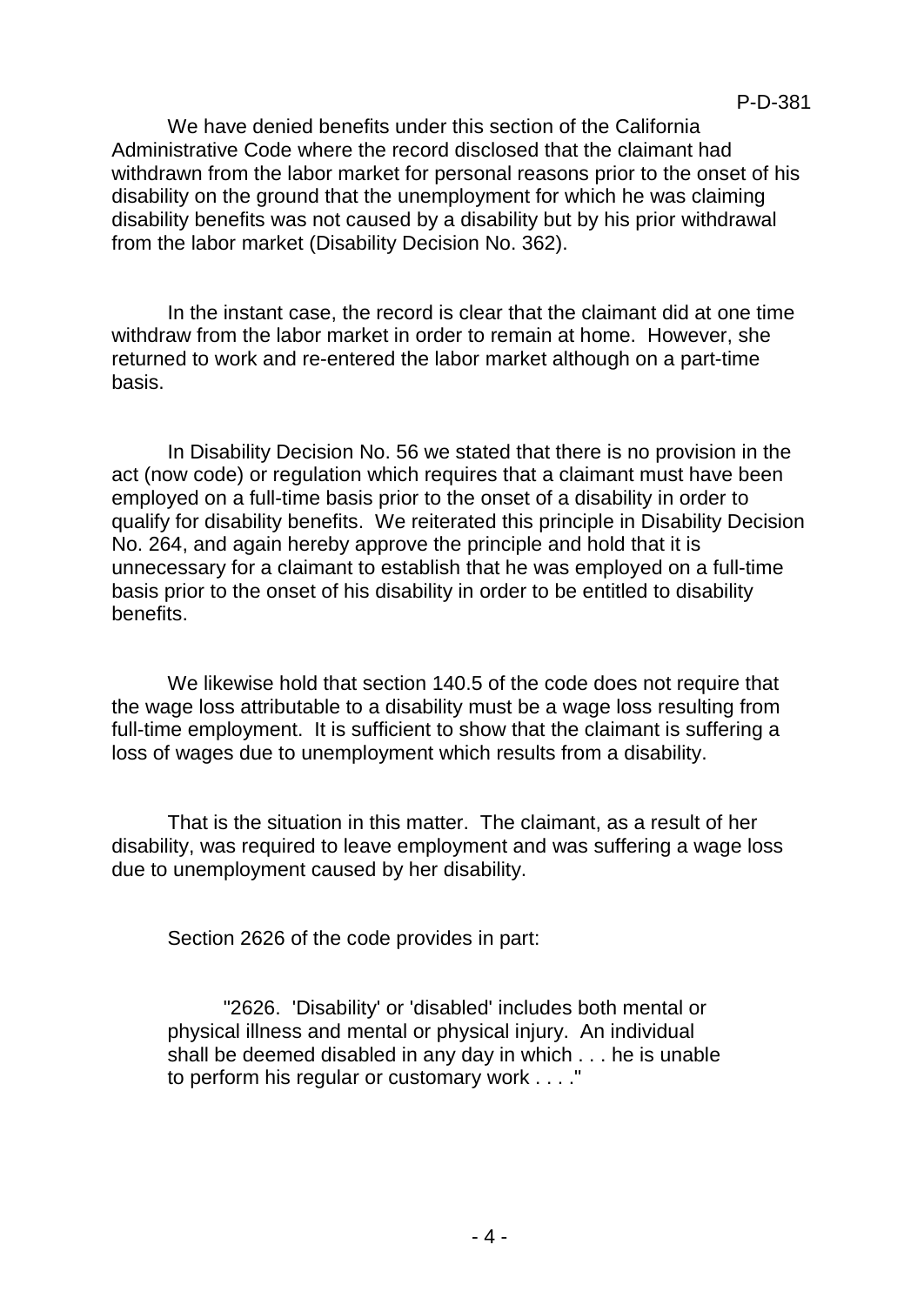We have denied benefits under this section of the California Administrative Code where the record disclosed that the claimant had withdrawn from the labor market for personal reasons prior to the onset of his disability on the ground that the unemployment for which he was claiming disability benefits was not caused by a disability but by his prior withdrawal from the labor market (Disability Decision No. 362).

In the instant case, the record is clear that the claimant did at one time withdraw from the labor market in order to remain at home. However, she returned to work and re-entered the labor market although on a part-time basis.

In Disability Decision No. 56 we stated that there is no provision in the act (now code) or regulation which requires that a claimant must have been employed on a full-time basis prior to the onset of a disability in order to qualify for disability benefits. We reiterated this principle in Disability Decision No. 264, and again hereby approve the principle and hold that it is unnecessary for a claimant to establish that he was employed on a full-time basis prior to the onset of his disability in order to be entitled to disability benefits.

We likewise hold that section 140.5 of the code does not require that the wage loss attributable to a disability must be a wage loss resulting from full-time employment. It is sufficient to show that the claimant is suffering a loss of wages due to unemployment which results from a disability.

That is the situation in this matter. The claimant, as a result of her disability, was required to leave employment and was suffering a wage loss due to unemployment caused by her disability.

Section 2626 of the code provides in part:

> "2626. 'Disability' or 'disabled' includes both mental or physical illness and mental or physical injury. An individual shall be deemed disabled in any day in which . . . he is unable to perform his regular or customary work . . . ."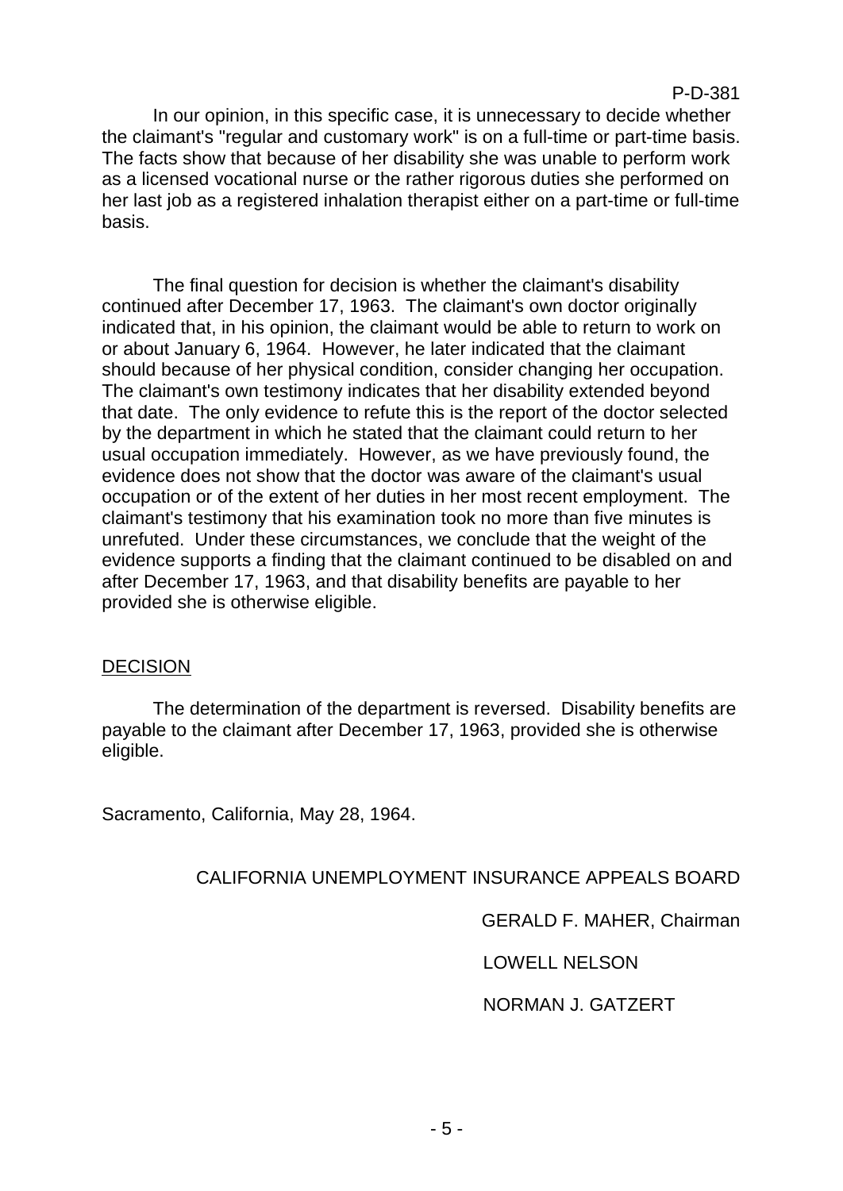In our opinion, in this specific case, it is unnecessary to decide whether the claimant's "regular and customary work" is on a full-time or part-time basis. The facts show that because of her disability she was unable to perform work as a licensed vocational nurse or the rather rigorous duties she performed on her last job as a registered inhalation therapist either on a part-time or full-time basis.

The final question for decision is whether the claimant's disability continued after December 17, 1963. The claimant's own doctor originally indicated that, in his opinion, the claimant would be able to return to work on or about January 6, 1964. However, he later indicated that the claimant should because of her physical condition, consider changing her occupation. The claimant's own testimony indicates that her disability extended beyond that date. The only evidence to refute this is the report of the doctor selected by the department in which he stated that the claimant could return to her usual occupation immediately. However, as we have previously found, the evidence does not show that the doctor was aware of the claimant's usual occupation or of the extent of her duties in her most recent employment. The claimant's testimony that his examination took no more than five minutes is unrefuted. Under these circumstances, we conclude that the weight of the evidence supports a finding that the claimant continued to be disabled on and after December 17, 1963, and that disability benefits are payable to her provided she is otherwise eligible.

## DECISION

The determination of the department is reversed. Disability benefits are payable to the claimant after December 17, 1963, provided she is otherwise eligible.

Sacramento, California, May 28, 1964.

CALIFORNIA UNEMPLOYMENT INSURANCE APPEALS BOARD

GERALD F. MAHER, Chairman

LOWELL NELSON

NORMAN J. GATZERT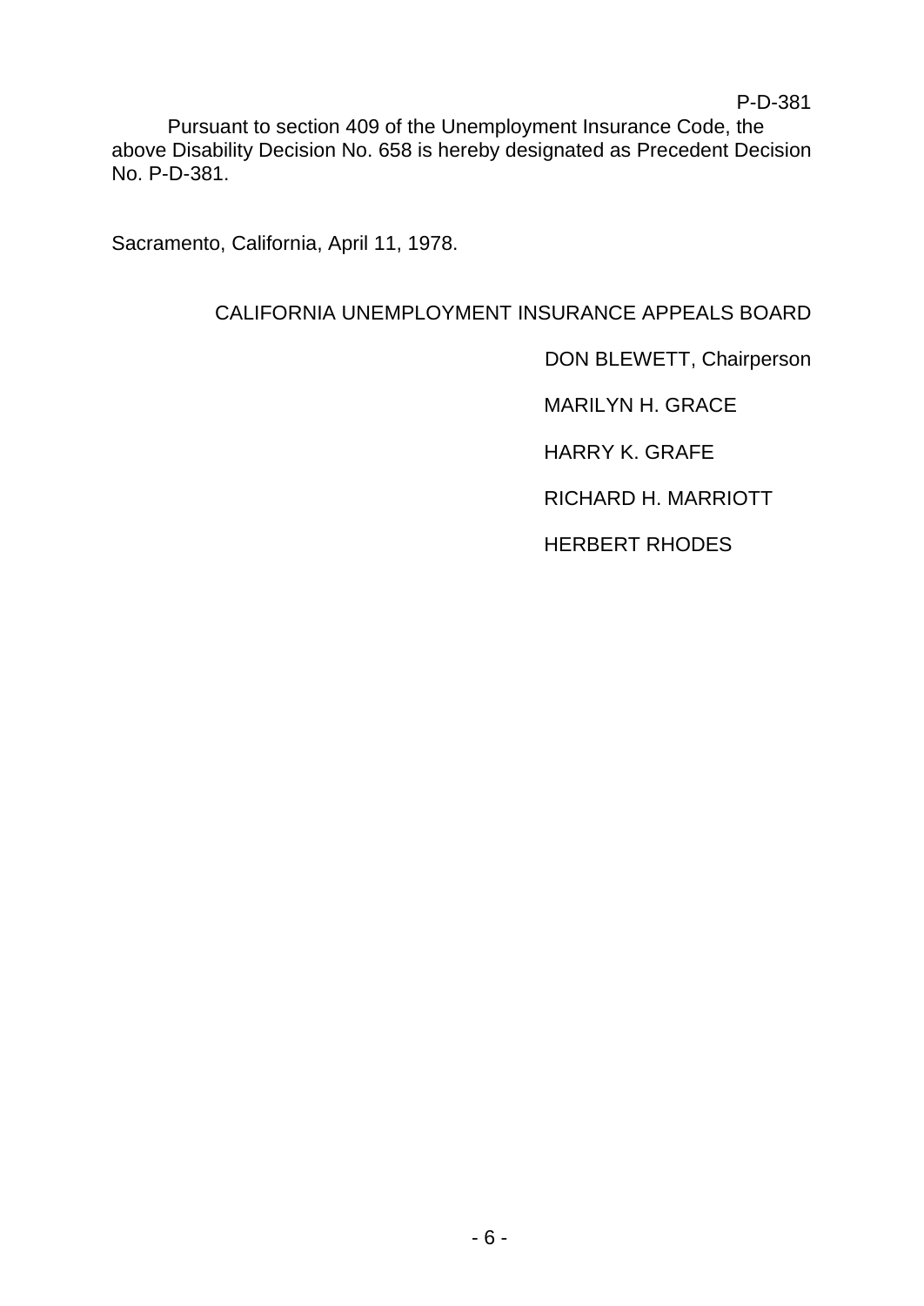Pursuant to section 409 of the Unemployment Insurance Code, the above Disability Decision No. 658 is hereby designated as Precedent Decision No. P-D-381.

Sacramento, California, April 11, 1978.

CALIFORNIA UNEMPLOYMENT INSURANCE APPEALS BOARD

DON BLEWETT, Chairperson

MARILYN H. GRACE

HARRY K. GRAFE

RICHARD H. MARRIOTT

HERBERT RHODES